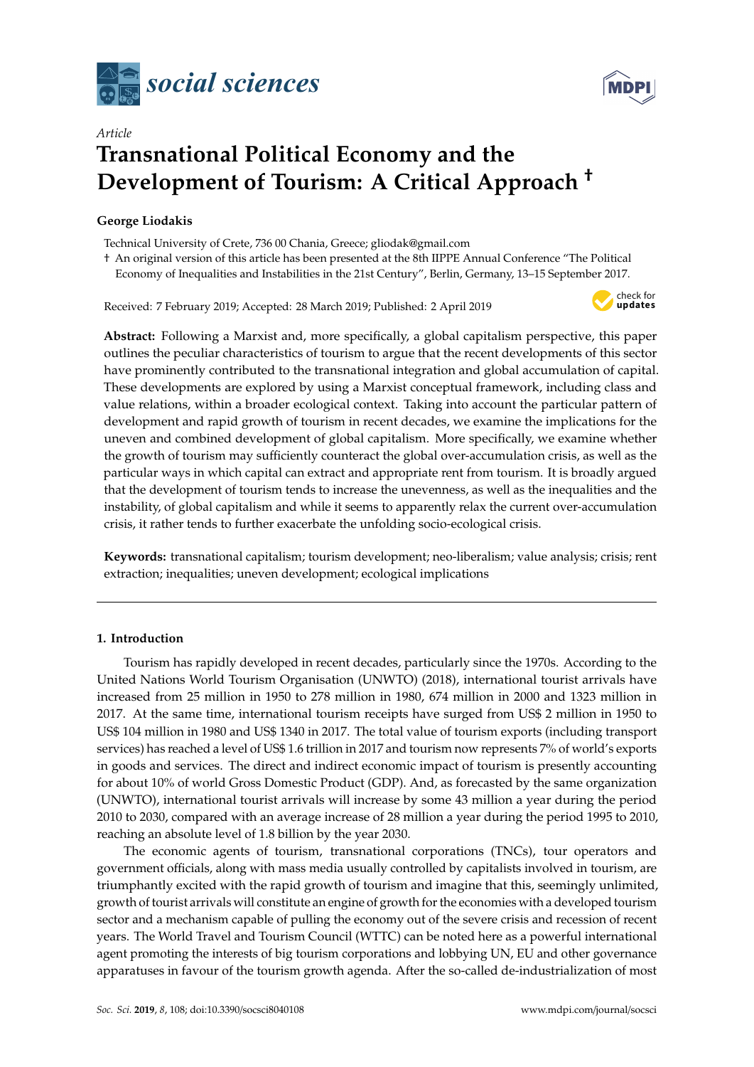*Article*

# Transnational Political Economy and the Development of Tourism: A Critical Approach †

**George Liodakis**

Technical University of Crete, 736 00 Chania, Greece; gliodak@gmail.com

† An original version of this article has been presented at the 8th IIPPE Annual Conference "The Political Economy of Inequalities and Instabilities in the 21st Century", Berlin, Germany, 13–15 September 2017.

Received: 7 February 2019; Accepted: 28 March 2019; Published: 2 April 2019

**Abstract:** Following a Marxist and, more specifically, a global capitalism perspective, this paper outlines the peculiar characteristics of tourism to argue that the recent developments of this sector have prominently contributed to the transnational integration and global accumulation of capital. These developments are explored by using a Marxist conceptual framework, including class and value relations, within a broader ecological context. Taking into account the particular pattern of development and rapid growth of tourism in recent decades, we examine the implications for the uneven and combined development of global capitalism. More specifically, we examine whether the growth of tourism may sufficiently counteract the global over-accumulation crisis, as well as the particular ways in which capital can extract and appropriate rent from tourism. It is broadly argued that the development of tourism tends to increase the unevenness, as well as the inequalities and the instability, of global capitalism and while it seems to apparently relax the current over-accumulation crisis, it rather tends to further exacerbate the unfolding socio-ecological crisis.

**Keywords:** transnational capitalism; tourism development; neo-liberalism; value analysis; crisis; rent extraction; inequalities; uneven development; ecological implications

## 1. Introduction

Tourism has rapidly developed in recent decades, particularly since the 1970s. According to the United Nations World Tourism Organisation (UNWTO) (2018), international tourist arrivals have increased from 25 million in 1950 to 278 million in 1980, 674 million in 2000 and 1323 million in 2017. At the same time, international tourism receipts have surged from US$ 2 million in 1950 to US$ 104 million in 1980 and US$ 1340 in 2017. The total value of tourism exports (including transport services) has reached a level of US$ 1.6 trillion in 2017 and tourism now represents 7% of world's exports in goods and services. The direct and indirect economic impact of tourism is presently accounting for about 10% of world Gross Domestic Product (GDP). And, as forecasted by the same organization (UNWTO), international tourist arrivals will increase by some 43 million a year during the period 2010 to 2030, compared with an average increase of 28 million a year during the period 1995 to 2010, reaching an absolute level of 1.8 billion by the year 2030.

The economic agents of tourism, transnational corporations (TNCs), tour operators and government officials, along with mass media usually controlled by capitalists involved in tourism, are triumphantly excited with the rapid growth of tourism and imagine that this, seemingly unlimited, growth of tourist arrivals will constitute an engine of growth for the economies with a developed tourism sector and a mechanism capable of pulling the economy out of the severe crisis and recession of recent years. The World Travel and Tourism Council (WTTC) can be noted here as a powerful international agent promoting the interests of big tourism corporations and lobbying UN, EU and other governance apparatuses in favour of the tourism growth agenda. After the so-called de-industrialization of most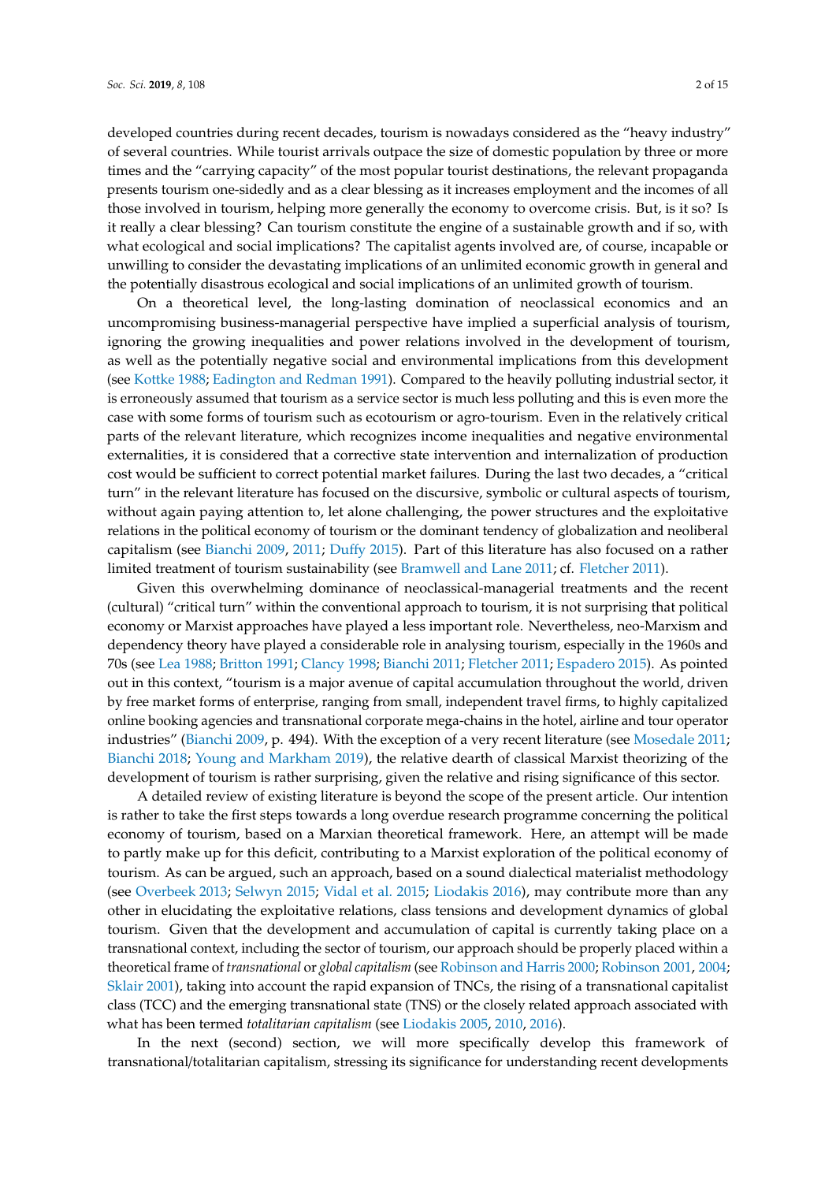developed countries during recent decades, tourism is nowadays considered as the "heavy industry" of several countries. While tourist arrivals outpace the size of domestic population by three or more times and the "carrying capacity" of the most popular tourist destinations, the relevant propaganda presents tourism one-sidedly and as a clear blessing as it increases employment and the incomes of all those involved in tourism, helping more generally the economy to overcome crisis. But, is it so? Is it really a clear blessing? Can tourism constitute the engine of a sustainable growth and if so, with what ecological and social implications? The capitalist agents involved are, of course, incapable or unwilling to consider the devastating implications of an unlimited economic growth in general and the potentially disastrous ecological and social implications of an unlimited growth of tourism.

On a theoretical level, the long-lasting domination of neoclassical economics and an uncompromising business-managerial perspective have implied a superficial analysis of tourism, ignoring the growing inequalities and power relations involved in the development of tourism, as well as the potentially negative social and environmental implications from this development (see Kottke 1988; Eadington and Redman 1991). Compared to the heavily polluting industrial sector, it is erroneously assumed that tourism as a service sector is much less polluting and this is even more the case with some forms of tourism such as ecotourism or agro-tourism. Even in the relatively critical parts of the relevant literature, which recognizes income inequalities and negative environmental externalities, it is considered that a corrective state intervention and internalization of production cost would be sufficient to correct potential market failures. During the last two decades, a "critical turn" in the relevant literature has focused on the discursive, symbolic or cultural aspects of tourism, without again paying attention to, let alone challenging, the power structures and the exploitative relations in the political economy of tourism or the dominant tendency of globalization and neoliberal capitalism (see Bianchi 2009, 2011; Duffy 2015). Part of this literature has also focused on a rather limited treatment of tourism sustainability (see Bramwell and Lane 2011; cf. Fletcher 2011).

Given this overwhelming dominance of neoclassical-managerial treatments and the recent (cultural) "critical turn" within the conventional approach to tourism, it is not surprising that political economy or Marxist approaches have played a less important role. Nevertheless, neo-Marxism and dependency theory have played a considerable role in analysing tourism, especially in the 1960s and 70s (see Lea 1988; Britton 1991; Clancy 1998; Bianchi 2011; Fletcher 2011; Espadero 2015). As pointed out in this context, "tourism is a major avenue of capital accumulation throughout the world, driven by free market forms of enterprise, ranging from small, independent travel firms, to highly capitalized online booking agencies and transnational corporate mega-chains in the hotel, airline and tour operator industries" (Bianchi 2009, p. 494). With the exception of a very recent literature (see Mosedale 2011; Bianchi 2018; Young and Markham 2019), the relative dearth of classical Marxist theorizing of the development of tourism is rather surprising, given the relative and rising significance of this sector.

A detailed review of existing literature is beyond the scope of the present article. Our intention is rather to take the first steps towards a long overdue research programme concerning the political economy of tourism, based on a Marxian theoretical framework. Here, an attempt will be made to partly make up for this deficit, contributing to a Marxist exploration of the political economy of tourism. As can be argued, such an approach, based on a sound dialectical materialist methodology (see Overbeek 2013; Selwyn 2015; Vidal et al. 2015; Liodakis 2016), may contribute more than any other in elucidating the exploitative relations, class tensions and development dynamics of global tourism. Given that the development and accumulation of capital is currently taking place on a transnational context, including the sector of tourism, our approach should be properly placed within a theoretical frame of *transnational* or *global capitalism* (see Robinson and Harris 2000; Robinson 2001, 2004; Sklair 2001), taking into account the rapid expansion of TNCs, the rising of a transnational capitalist class (TCC) and the emerging transnational state (TNS) or the closely related approach associated with what has been termed *totalitarian capitalism* (see Liodakis 2005, 2010, 2016).

In the next (second) section, we will more specifically develop this framework of transnational/totalitarian capitalism, stressing its significance for understanding recent developments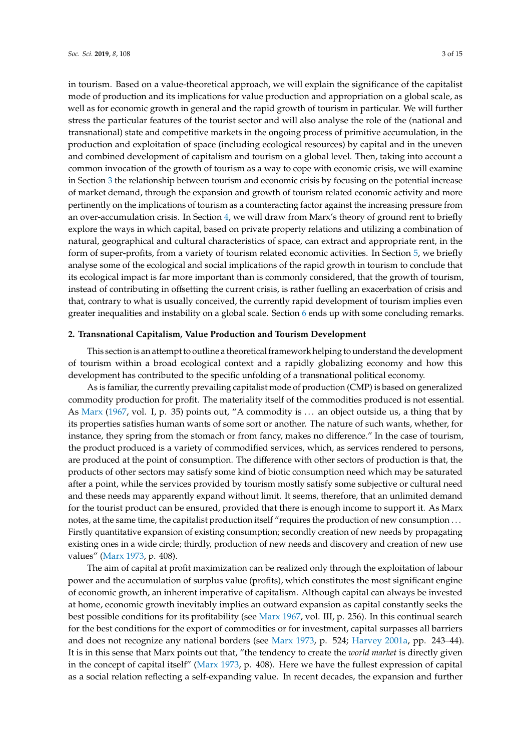in tourism. Based on a value-theoretical approach, we will explain the significance of the capitalist mode of production and its implications for value production and appropriation on a global scale, as well as for economic growth in general and the rapid growth of tourism in particular. We will further stress the particular features of the tourist sector and will also analyse the role of the (national and transnational) state and competitive markets in the ongoing process of primitive accumulation, in the production and exploitation of space (including ecological resources) by capital and in the uneven and combined development of capitalism and tourism on a global level. Then, taking into account a common invocation of the growth of tourism as a way to cope with economic crisis, we will examine in Section 3 the relationship between tourism and economic crisis by focusing on the potential increase of market demand, through the expansion and growth of tourism related economic activity and more pertinently on the implications of tourism as a counteracting factor against the increasing pressure from an over-accumulation crisis. In Section 4, we will draw from Marx's theory of ground rent to briefly explore the ways in which capital, based on private property relations and utilizing a combination of natural, geographical and cultural characteristics of space, can extract and appropriate rent, in the form of super-profits, from a variety of tourism related economic activities. In Section 5, we briefly analyse some of the ecological and social implications of the rapid growth in tourism to conclude that its ecological impact is far more important than is commonly considered, that the growth of tourism, instead of contributing in offsetting the current crisis, is rather fuelling an exacerbation of crisis and that, contrary to what is usually conceived, the currently rapid development of tourism implies even greater inequalities and instability on a global scale. Section 6 ends up with some concluding remarks.

## 2. Transnational Capitalism, Value Production and Tourism Development

This section is an attempt to outline a theoretical framework helping to understand the development of tourism within a broad ecological context and a rapidly globalizing economy and how this development has contributed to the specific unfolding of a transnational political economy.

As is familiar, the currently prevailing capitalist mode of production (CMP) is based on generalized commodity production for profit. The materiality itself of the commodities produced is not essential. As Marx (1967, vol. I, p. 35) points out, "A commodity is ... an object outside us, a thing that by its properties satisfies human wants of some sort or another. The nature of such wants, whether, for instance, they spring from the stomach or from fancy, makes no difference." In the case of tourism, the product produced is a variety of commodified services, which, as services rendered to persons, are produced at the point of consumption. The difference with other sectors of production is that, the products of other sectors may satisfy some kind of biotic consumption need which may be saturated after a point, while the services provided by tourism mostly satisfy some subjective or cultural need and these needs may apparently expand without limit. It seems, therefore, that an unlimited demand for the tourist product can be ensured, provided that there is enough income to support it. As Marx notes, at the same time, the capitalist production itself "requires the production of new consumption ... Firstly quantitative expansion of existing consumption; secondly creation of new needs by propagating existing ones in a wide circle; thirdly, production of new needs and discovery and creation of new use values" (Marx 1973, p. 408).

The aim of capital at profit maximization can be realized only through the exploitation of labour power and the accumulation of surplus value (profits), which constitutes the most significant engine of economic growth, an inherent imperative of capitalism. Although capital can always be invested at home, economic growth inevitably implies an outward expansion as capital constantly seeks the best possible conditions for its profitability (see Marx 1967, vol. III, p. 256). In this continual search for the best conditions for the export of commodities or for investment, capital surpasses all barriers and does not recognize any national borders (see Marx 1973, p. 524; Harvey 2001a, pp. 243–44). It is in this sense that Marx points out that, "the tendency to create the *world market* is directly given in the concept of capital itself" (Marx 1973, p. 408). Here we have the fullest expression of capital as a social relation reflecting a self-expanding value. In recent decades, the expansion and further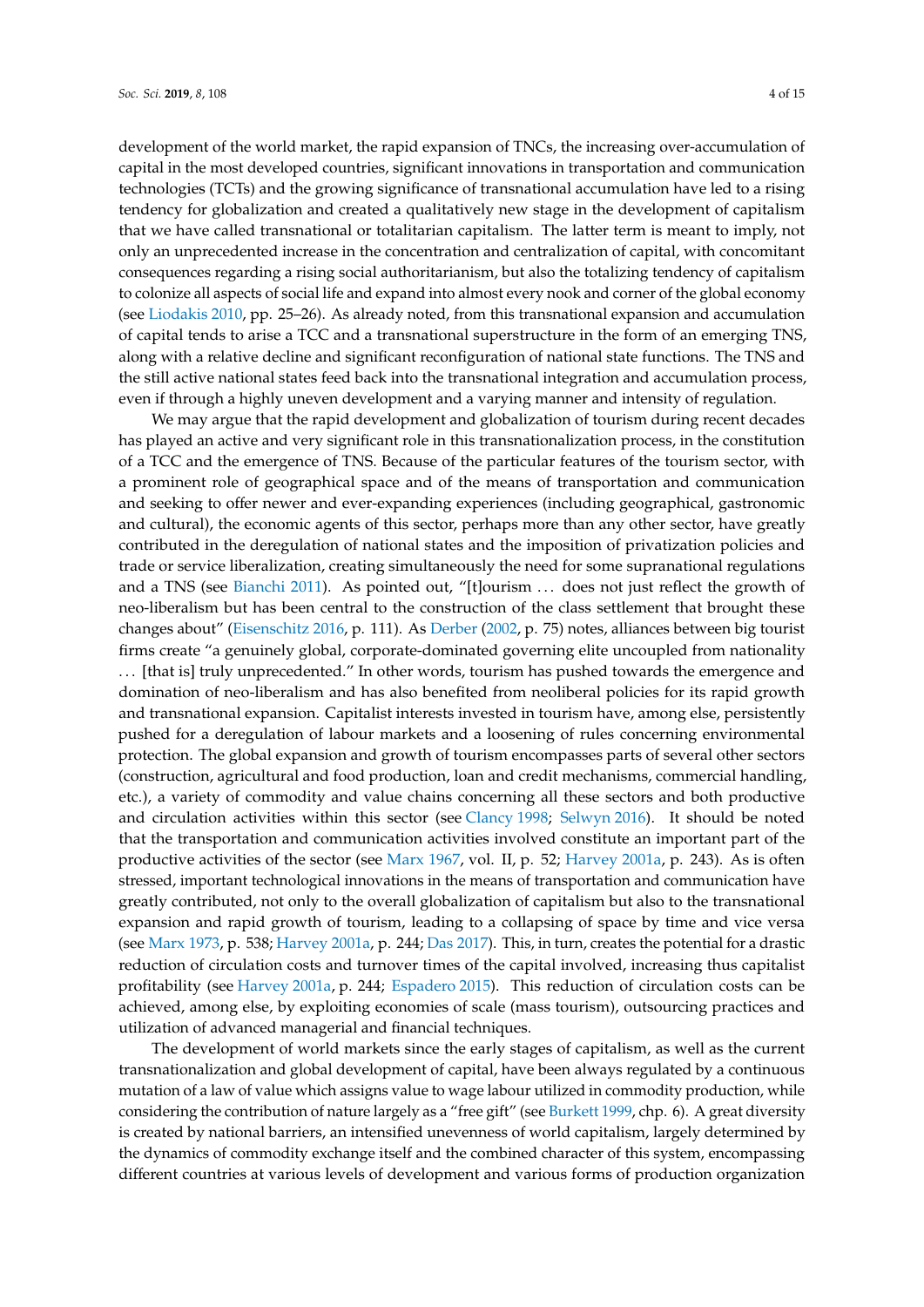development of the world market, the rapid expansion of TNCs, the increasing over-accumulation of capital in the most developed countries, significant innovations in transportation and communication technologies (TCTs) and the growing significance of transnational accumulation have led to a rising tendency for globalization and created a qualitatively new stage in the development of capitalism that we have called transnational or totalitarian capitalism. The latter term is meant to imply, not only an unprecedented increase in the concentration and centralization of capital, with concomitant consequences regarding a rising social authoritarianism, but also the totalizing tendency of capitalism to colonize all aspects of social life and expand into almost every nook and corner of the global economy (see Liodakis 2010, pp. 25–26). As already noted, from this transnational expansion and accumulation of capital tends to arise a TCC and a transnational superstructure in the form of an emerging TNS, along with a relative decline and significant reconfiguration of national state functions. The TNS and the still active national states feed back into the transnational integration and accumulation process, even if through a highly uneven development and a varying manner and intensity of regulation.

We may argue that the rapid development and globalization of tourism during recent decades has played an active and very significant role in this transnationalization process, in the constitution of a TCC and the emergence of TNS. Because of the particular features of the tourism sector, with a prominent role of geographical space and of the means of transportation and communication and seeking to offer newer and ever-expanding experiences (including geographical, gastronomic and cultural), the economic agents of this sector, perhaps more than any other sector, have greatly contributed in the deregulation of national states and the imposition of privatization policies and trade or service liberalization, creating simultaneously the need for some supranational regulations and a TNS (see Bianchi 2011). As pointed out, "[t]ourism ... does not just reflect the growth of neo-liberalism but has been central to the construction of the class settlement that brought these changes about" (Eisenschitz 2016, p. 111). As Derber (2002, p. 75) notes, alliances between big tourist firms create "a genuinely global, corporate-dominated governing elite uncoupled from nationality ... [that is] truly unprecedented." In other words, tourism has pushed towards the emergence and domination of neo-liberalism and has also benefited from neoliberal policies for its rapid growth and transnational expansion. Capitalist interests invested in tourism have, among else, persistently pushed for a deregulation of labour markets and a loosening of rules concerning environmental protection. The global expansion and growth of tourism encompasses parts of several other sectors (construction, agricultural and food production, loan and credit mechanisms, commercial handling, etc.), a variety of commodity and value chains concerning all these sectors and both productive and circulation activities within this sector (see Clancy 1998; Selwyn 2016). It should be noted that the transportation and communication activities involved constitute an important part of the productive activities of the sector (see Marx 1967, vol. II, p. 52; Harvey 2001a, p. 243). As is often stressed, important technological innovations in the means of transportation and communication have greatly contributed, not only to the overall globalization of capitalism but also to the transnational expansion and rapid growth of tourism, leading to a collapsing of space by time and vice versa (see Marx 1973, p. 538; Harvey 2001a, p. 244; Das 2017). This, in turn, creates the potential for a drastic reduction of circulation costs and turnover times of the capital involved, increasing thus capitalist profitability (see Harvey 2001a, p. 244; Espadero 2015). This reduction of circulation costs can be achieved, among else, by exploiting economies of scale (mass tourism), outsourcing practices and utilization of advanced managerial and financial techniques.

The development of world markets since the early stages of capitalism, as well as the current transnationalization and global development of capital, have been always regulated by a continuous mutation of a law of value which assigns value to wage labour utilized in commodity production, while considering the contribution of nature largely as a "free gift" (see Burkett 1999, chp. 6). A great diversity is created by national barriers, an intensified unevenness of world capitalism, largely determined by the dynamics of commodity exchange itself and the combined character of this system, encompassing different countries at various levels of development and various forms of production organization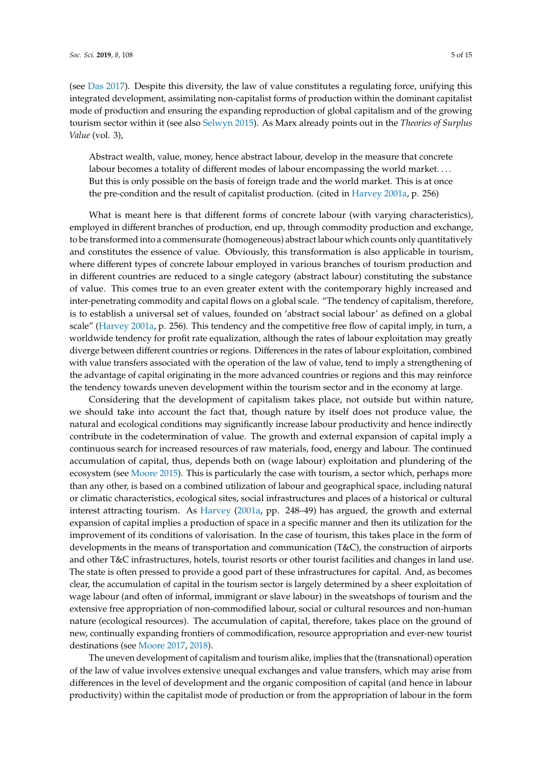(see Das 2017). Despite this diversity, the law of value constitutes a regulating force, unifying this integrated development, assimilating non-capitalist forms of production within the dominant capitalist mode of production and ensuring the expanding reproduction of global capitalism and of the growing tourism sector within it (see also Selwyn 2015). As Marx already points out in the *Theories of Surplus Value* (vol. 3),

> Abstract wealth, value, money, hence abstract labour, develop in the measure that concrete labour becomes a totality of different modes of labour encompassing the world market. . . . But this is only possible on the basis of foreign trade and the world market. This is at once the pre-condition and the result of capitalist production. (cited in Harvey 2001a, p. 256)

What is meant here is that different forms of concrete labour (with varying characteristics), employed in different branches of production, end up, through commodity production and exchange, to be transformed into a commensurate (homogeneous) abstract labour which counts only quantitatively and constitutes the essence of value. Obviously, this transformation is also applicable in tourism, where different types of concrete labour employed in various branches of tourism production and in different countries are reduced to a single category (abstract labour) constituting the substance of value. This comes true to an even greater extent with the contemporary highly increased and inter-penetrating commodity and capital flows on a global scale. "The tendency of capitalism, therefore, is to establish a universal set of values, founded on 'abstract social labour' as defined on a global scale" (Harvey 2001a, p. 256). This tendency and the competitive free flow of capital imply, in turn, a worldwide tendency for profit rate equalization, although the rates of labour exploitation may greatly diverge between different countries or regions. Differences in the rates of labour exploitation, combined with value transfers associated with the operation of the law of value, tend to imply a strengthening of the advantage of capital originating in the more advanced countries or regions and this may reinforce the tendency towards uneven development within the tourism sector and in the economy at large.

Considering that the development of capitalism takes place, not outside but within nature, we should take into account the fact that, though nature by itself does not produce value, the natural and ecological conditions may significantly increase labour productivity and hence indirectly contribute in the codetermination of value. The growth and external expansion of capital imply a continuous search for increased resources of raw materials, food, energy and labour. The continued accumulation of capital, thus, depends both on (wage labour) exploitation and plundering of the ecosystem (see Moore 2015). This is particularly the case with tourism, a sector which, perhaps more than any other, is based on a combined utilization of labour and geographical space, including natural or climatic characteristics, ecological sites, social infrastructures and places of a historical or cultural interest attracting tourism. As Harvey (2001a, pp. 248–49) has argued, the growth and external expansion of capital implies a production of space in a specific manner and then its utilization for the improvement of its conditions of valorisation. In the case of tourism, this takes place in the form of developments in the means of transportation and communication (T&C), the construction of airports and other T&C infrastructures, hotels, tourist resorts or other tourist facilities and changes in land use. The state is often pressed to provide a good part of these infrastructures for capital. And, as becomes clear, the accumulation of capital in the tourism sector is largely determined by a sheer exploitation of wage labour (and often of informal, immigrant or slave labour) in the sweatshops of tourism and the extensive free appropriation of non-commodified labour, social or cultural resources and non-human nature (ecological resources). The accumulation of capital, therefore, takes place on the ground of new, continually expanding frontiers of commodification, resource appropriation and ever-new tourist destinations (see Moore 2017, 2018).

The uneven development of capitalism and tourism alike, implies that the (transnational) operation of the law of value involves extensive unequal exchanges and value transfers, which may arise from differences in the level of development and the organic composition of capital (and hence in labour productivity) within the capitalist mode of production or from the appropriation of labour in the form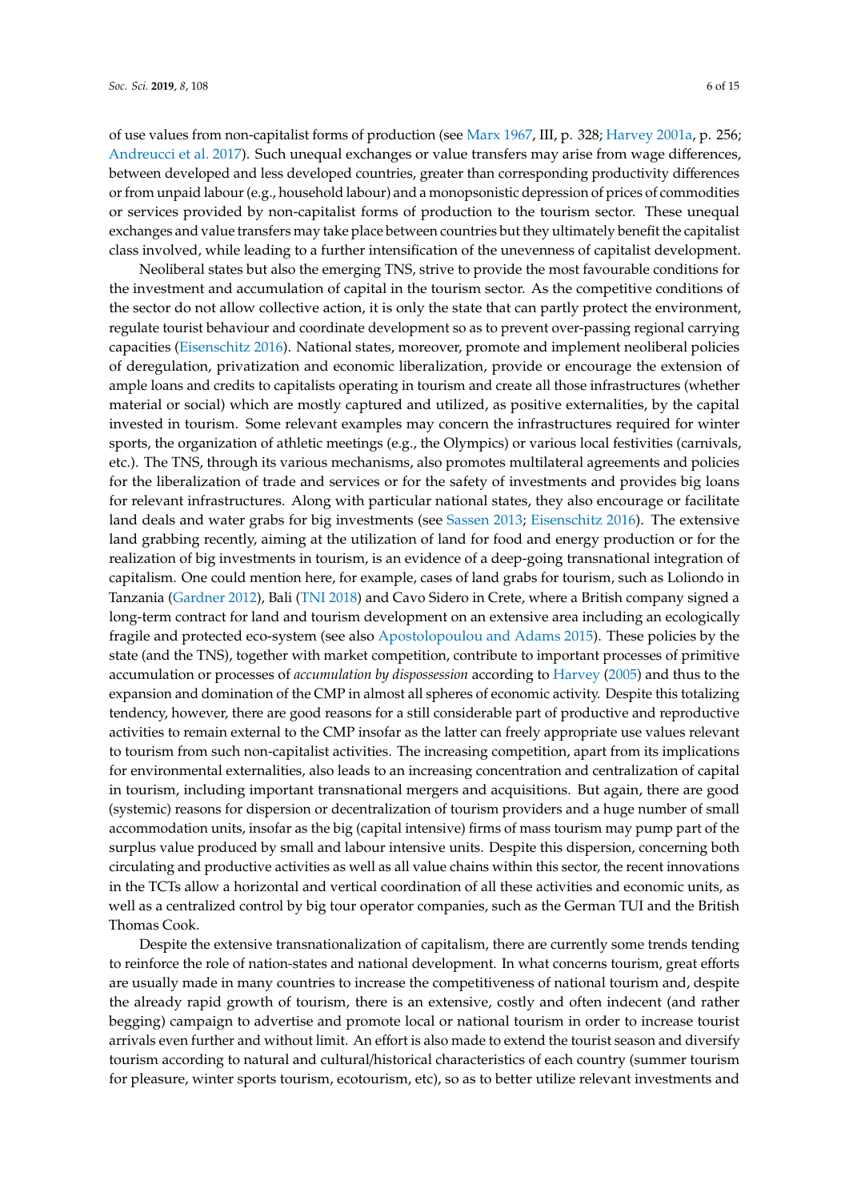of use values from non-capitalist forms of production (see Marx 1967, III, p. 328; Harvey 2001a, p. 256; Andreucci et al. 2017). Such unequal exchanges or value transfers may arise from wage differences, between developed and less developed countries, greater than corresponding productivity differences or from unpaid labour (e.g., household labour) and a monopsonistic depression of prices of commodities or services provided by non-capitalist forms of production to the tourism sector. These unequal exchanges and value transfers may take place between countries but they ultimately benefit the capitalist class involved, while leading to a further intensification of the unevenness of capitalist development.

Neoliberal states but also the emerging TNS, strive to provide the most favourable conditions for the investment and accumulation of capital in the tourism sector. As the competitive conditions of the sector do not allow collective action, it is only the state that can partly protect the environment, regulate tourist behaviour and coordinate development so as to prevent over-passing regional carrying capacities (Eisenschitz 2016). National states, moreover, promote and implement neoliberal policies of deregulation, privatization and economic liberalization, provide or encourage the extension of ample loans and credits to capitalists operating in tourism and create all those infrastructures (whether material or social) which are mostly captured and utilized, as positive externalities, by the capital invested in tourism. Some relevant examples may concern the infrastructures required for winter sports, the organization of athletic meetings (e.g., the Olympics) or various local festivities (carnivals, etc.). The TNS, through its various mechanisms, also promotes multilateral agreements and policies for the liberalization of trade and services or for the safety of investments and provides big loans for relevant infrastructures. Along with particular national states, they also encourage or facilitate land deals and water grabs for big investments (see Sassen 2013; Eisenschitz 2016). The extensive land grabbing recently, aiming at the utilization of land for food and energy production or for the realization of big investments in tourism, is an evidence of a deep-going transnational integration of capitalism. One could mention here, for example, cases of land grabs for tourism, such as Loliondo in Tanzania (Gardner 2012), Bali (TNI 2018) and Cavo Sidero in Crete, where a British company signed a long-term contract for land and tourism development on an extensive area including an ecologically fragile and protected eco-system (see also Apostolopoulou and Adams 2015). These policies by the state (and the TNS), together with market competition, contribute to important processes of primitive accumulation or processes of *accumulation by dispossession* according to Harvey (2005) and thus to the expansion and domination of the CMP in almost all spheres of economic activity. Despite this totalizing tendency, however, there are good reasons for a still considerable part of productive and reproductive activities to remain external to the CMP insofar as the latter can freely appropriate use values relevant to tourism from such non-capitalist activities. The increasing competition, apart from its implications for environmental externalities, also leads to an increasing concentration and centralization of capital in tourism, including important transnational mergers and acquisitions. But again, there are good (systemic) reasons for dispersion or decentralization of tourism providers and a huge number of small accommodation units, insofar as the big (capital intensive) firms of mass tourism may pump part of the surplus value produced by small and labour intensive units. Despite this dispersion, concerning both circulating and productive activities as well as all value chains within this sector, the recent innovations in the TCTs allow a horizontal and vertical coordination of all these activities and economic units, as well as a centralized control by big tour operator companies, such as the German TUI and the British Thomas Cook.

Despite the extensive transnationalization of capitalism, there are currently some trends tending to reinforce the role of nation-states and national development. In what concerns tourism, great efforts are usually made in many countries to increase the competitiveness of national tourism and, despite the already rapid growth of tourism, there is an extensive, costly and often indecent (and rather begging) campaign to advertise and promote local or national tourism in order to increase tourist arrivals even further and without limit. An effort is also made to extend the tourist season and diversify tourism according to natural and cultural/historical characteristics of each country (summer tourism for pleasure, winter sports tourism, ecotourism, etc), so as to better utilize relevant investments and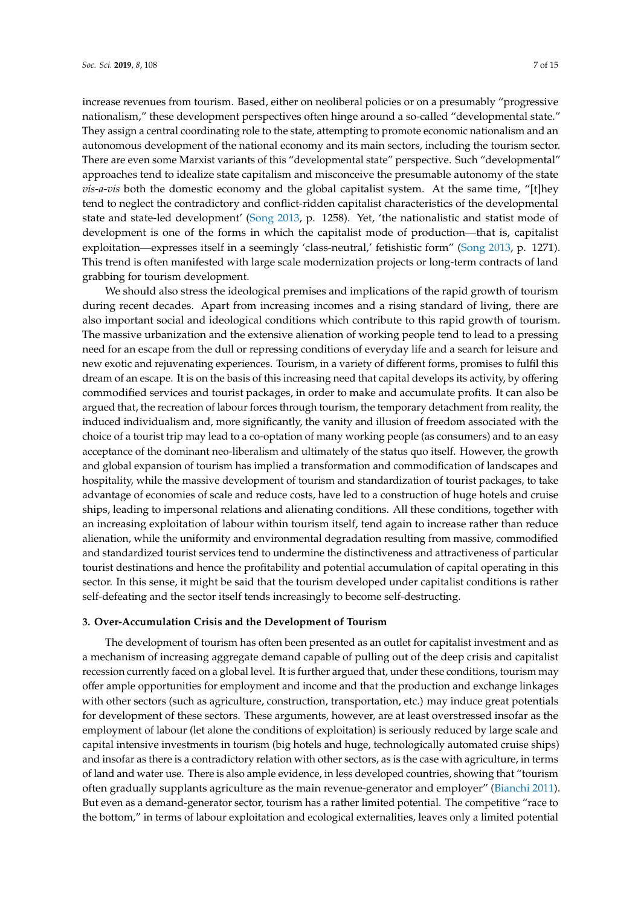increase revenues from tourism. Based, either on neoliberal policies or on a presumably "progressive nationalism," these development perspectives often hinge around a so-called "developmental state." They assign a central coordinating role to the state, attempting to promote economic nationalism and an autonomous development of the national economy and its main sectors, including the tourism sector. There are even some Marxist variants of this "developmental state" perspective. Such "developmental" approaches tend to idealize state capitalism and misconceive the presumable autonomy of the state *vis-a-vis* both the domestic economy and the global capitalist system. At the same time, "[t]hey tend to neglect the contradictory and conflict-ridden capitalist characteristics of the developmental state and state-led development' (Song 2013, p. 1258). Yet, 'the nationalistic and statist mode of development is one of the forms in which the capitalist mode of production—that is, capitalist exploitation—expresses itself in a seemingly 'class-neutral,' fetishistic form" (Song 2013, p. 1271). This trend is often manifested with large scale modernization projects or long-term contracts of land grabbing for tourism development.

We should also stress the ideological premises and implications of the rapid growth of tourism during recent decades. Apart from increasing incomes and a rising standard of living, there are also important social and ideological conditions which contribute to this rapid growth of tourism. The massive urbanization and the extensive alienation of working people tend to lead to a pressing need for an escape from the dull or repressing conditions of everyday life and a search for leisure and new exotic and rejuvenating experiences. Tourism, in a variety of different forms, promises to fulfil this dream of an escape. It is on the basis of this increasing need that capital develops its activity, by offering commodified services and tourist packages, in order to make and accumulate profits. It can also be argued that, the recreation of labour forces through tourism, the temporary detachment from reality, the induced individualism and, more significantly, the vanity and illusion of freedom associated with the choice of a tourist trip may lead to a co-optation of many working people (as consumers) and to an easy acceptance of the dominant neo-liberalism and ultimately of the status quo itself. However, the growth and global expansion of tourism has implied a transformation and commodification of landscapes and hospitality, while the massive development of tourism and standardization of tourist packages, to take advantage of economies of scale and reduce costs, have led to a construction of huge hotels and cruise ships, leading to impersonal relations and alienating conditions. All these conditions, together with an increasing exploitation of labour within tourism itself, tend again to increase rather than reduce alienation, while the uniformity and environmental degradation resulting from massive, commodified and standardized tourist services tend to undermine the distinctiveness and attractiveness of particular tourist destinations and hence the profitability and potential accumulation of capital operating in this sector. In this sense, it might be said that the tourism developed under capitalist conditions is rather self-defeating and the sector itself tends increasingly to become self-destructing.

### 3. Over-Accumulation Crisis and the Development of Tourism

The development of tourism has often been presented as an outlet for capitalist investment and as a mechanism of increasing aggregate demand capable of pulling out of the deep crisis and capitalist recession currently faced on a global level. It is further argued that, under these conditions, tourism may offer ample opportunities for employment and income and that the production and exchange linkages with other sectors (such as agriculture, construction, transportation, etc.) may induce great potentials for development of these sectors. These arguments, however, are at least overstressed insofar as the employment of labour (let alone the conditions of exploitation) is seriously reduced by large scale and capital intensive investments in tourism (big hotels and huge, technologically automated cruise ships) and insofar as there is a contradictory relation with other sectors, as is the case with agriculture, in terms of land and water use. There is also ample evidence, in less developed countries, showing that "tourism often gradually supplants agriculture as the main revenue-generator and employer" (Bianchi 2011). But even as a demand-generator sector, tourism has a rather limited potential. The competitive "race to the bottom," in terms of labour exploitation and ecological externalities, leaves only a limited potential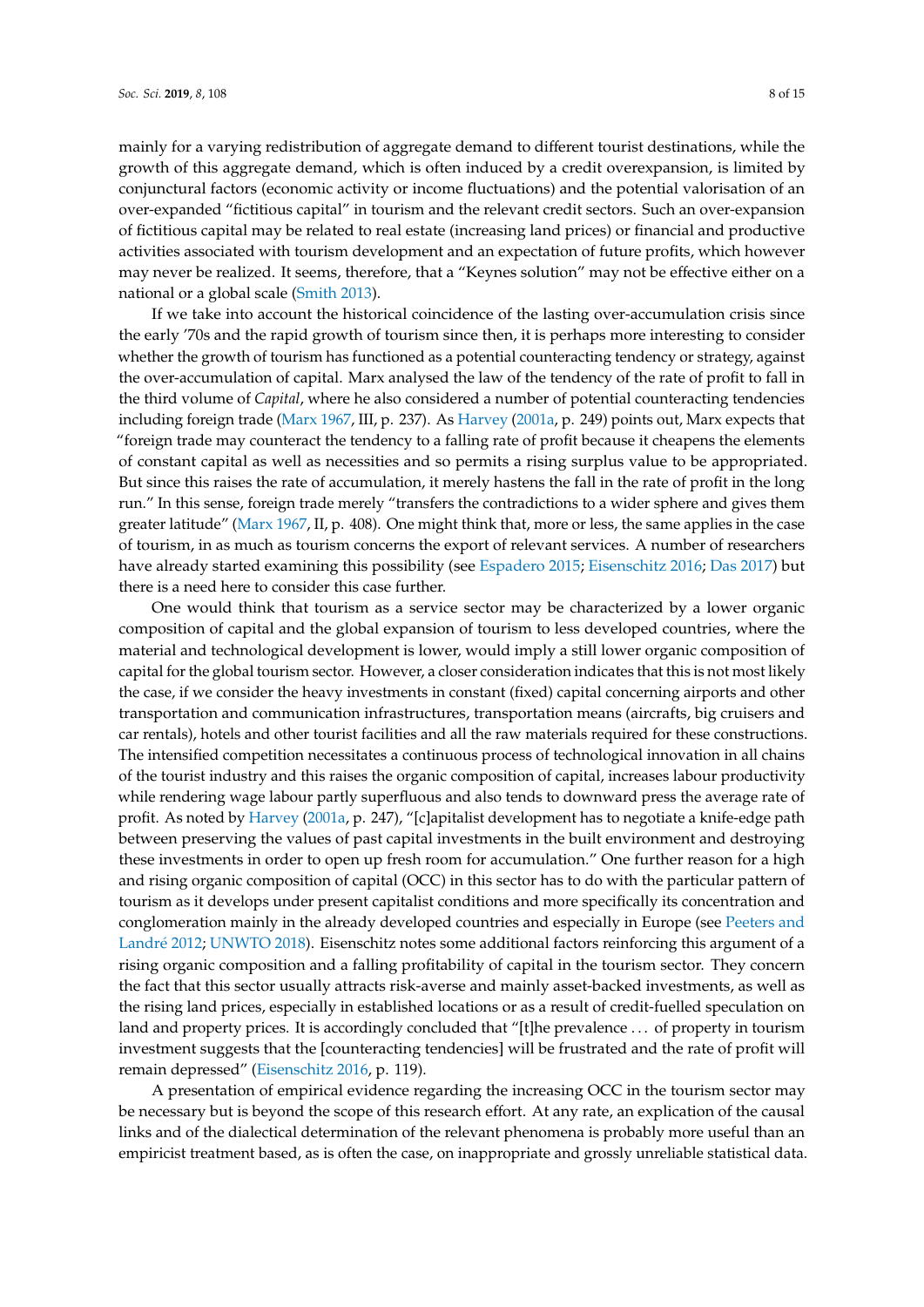mainly for a varying redistribution of aggregate demand to different tourist destinations, while the growth of this aggregate demand, which is often induced by a credit overexpansion, is limited by conjunctural factors (economic activity or income fluctuations) and the potential valorisation of an over-expanded "fictitious capital" in tourism and the relevant credit sectors. Such an over-expansion of fictitious capital may be related to real estate (increasing land prices) or financial and productive activities associated with tourism development and an expectation of future profits, which however may never be realized. It seems, therefore, that a "Keynes solution" may not be effective either on a national or a global scale (Smith 2013).

If we take into account the historical coincidence of the lasting over-accumulation crisis since the early '70s and the rapid growth of tourism since then, it is perhaps more interesting to consider whether the growth of tourism has functioned as a potential counteracting tendency or strategy, against the over-accumulation of capital. Marx analysed the law of the tendency of the rate of profit to fall in the third volume of *Capital*, where he also considered a number of potential counteracting tendencies including foreign trade (Marx 1967, III, p. 237). As Harvey (2001a, p. 249) points out, Marx expects that "foreign trade may counteract the tendency to a falling rate of profit because it cheapens the elements of constant capital as well as necessities and so permits a rising surplus value to be appropriated. But since this raises the rate of accumulation, it merely hastens the fall in the rate of profit in the long run." In this sense, foreign trade merely "transfers the contradictions to a wider sphere and gives them greater latitude" (Marx 1967, II, p. 408). One might think that, more or less, the same applies in the case of tourism, in as much as tourism concerns the export of relevant services. A number of researchers have already started examining this possibility (see Espadero 2015; Eisenschitz 2016; Das 2017) but there is a need here to consider this case further.

One would think that tourism as a service sector may be characterized by a lower organic composition of capital and the global expansion of tourism to less developed countries, where the material and technological development is lower, would imply a still lower organic composition of capital for the global tourism sector. However, a closer consideration indicates that this is not most likely the case, if we consider the heavy investments in constant (fixed) capital concerning airports and other transportation and communication infrastructures, transportation means (aircrafts, big cruisers and car rentals), hotels and other tourist facilities and all the raw materials required for these constructions. The intensified competition necessitates a continuous process of technological innovation in all chains of the tourist industry and this raises the organic composition of capital, increases labour productivity while rendering wage labour partly superfluous and also tends to downward press the average rate of profit. As noted by Harvey (2001a, p. 247), "[c]apitalist development has to negotiate a knife-edge path between preserving the values of past capital investments in the built environment and destroying these investments in order to open up fresh room for accumulation." One further reason for a high and rising organic composition of capital (OCC) in this sector has to do with the particular pattern of tourism as it develops under present capitalist conditions and more specifically its concentration and conglomeration mainly in the already developed countries and especially in Europe (see Peeters and Landré 2012; UNWTO 2018). Eisenschitz notes some additional factors reinforcing this argument of a rising organic composition and a falling profitability of capital in the tourism sector. They concern the fact that this sector usually attracts risk-averse and mainly asset-backed investments, as well as the rising land prices, especially in established locations or as a result of credit-fuelled speculation on land and property prices. It is accordingly concluded that "[t]he prevalence ... of property in tourism investment suggests that the [counteracting tendencies] will be frustrated and the rate of profit will remain depressed" (Eisenschitz 2016, p. 119).

A presentation of empirical evidence regarding the increasing OCC in the tourism sector may be necessary but is beyond the scope of this research effort. At any rate, an explication of the causal links and of the dialectical determination of the relevant phenomena is probably more useful than an empiricist treatment based, as is often the case, on inappropriate and grossly unreliable statistical data.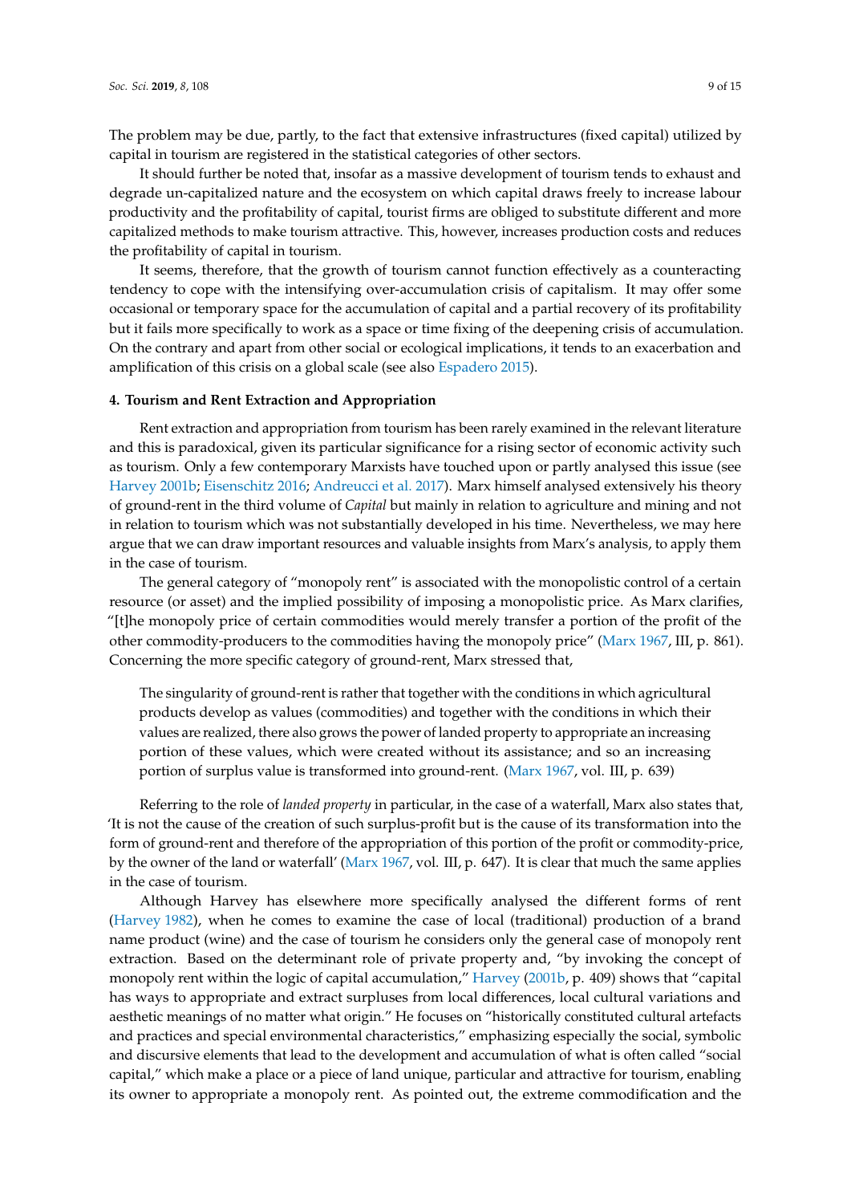The problem may be due, partly, to the fact that extensive infrastructures (fixed capital) utilized by capital in tourism are registered in the statistical categories of other sectors.

It should further be noted that, insofar as a massive development of tourism tends to exhaust and degrade un-capitalized nature and the ecosystem on which capital draws freely to increase labour productivity and the profitability of capital, tourist firms are obliged to substitute different and more capitalized methods to make tourism attractive. This, however, increases production costs and reduces the profitability of capital in tourism.

It seems, therefore, that the growth of tourism cannot function effectively as a counteracting tendency to cope with the intensifying over-accumulation crisis of capitalism. It may offer some occasional or temporary space for the accumulation of capital and a partial recovery of its profitability but it fails more specifically to work as a space or time fixing of the deepening crisis of accumulation. On the contrary and apart from other social or ecological implications, it tends to an exacerbation and amplification of this crisis on a global scale (see also Espadero 2015).

## 4. Tourism and Rent Extraction and Appropriation

Rent extraction and appropriation from tourism has been rarely examined in the relevant literature and this is paradoxical, given its particular significance for a rising sector of economic activity such as tourism. Only a few contemporary Marxists have touched upon or partly analysed this issue (see Harvey 2001b; Eisenschitz 2016; Andreucci et al. 2017). Marx himself analysed extensively his theory of ground-rent in the third volume of *Capital* but mainly in relation to agriculture and mining and not in relation to tourism which was not substantially developed in his time. Nevertheless, we may here argue that we can draw important resources and valuable insights from Marx's analysis, to apply them in the case of tourism.

The general category of "monopoly rent" is associated with the monopolistic control of a certain resource (or asset) and the implied possibility of imposing a monopolistic price. As Marx clarifies, "[t]he monopoly price of certain commodities would merely transfer a portion of the profit of the other commodity-producers to the commodities having the monopoly price" (Marx 1967, III, p. 861). Concerning the more specific category of ground-rent, Marx stressed that,

> The singularity of ground-rent is rather that together with the conditions in which agricultural products develop as values (commodities) and together with the conditions in which their values are realized, there also grows the power of landed property to appropriate an increasing portion of these values, which were created without its assistance; and so an increasing portion of surplus value is transformed into ground-rent. (Marx 1967, vol. III, p. 639)

Referring to the role of *landed property* in particular, in the case of a waterfall, Marx also states that, 'It is not the cause of the creation of such surplus-profit but is the cause of its transformation into the form of ground-rent and therefore of the appropriation of this portion of the profit or commodity-price, by the owner of the land or waterfall' (Marx 1967, vol. III, p. 647). It is clear that much the same applies in the case of tourism.

Although Harvey has elsewhere more specifically analysed the different forms of rent (Harvey 1982), when he comes to examine the case of local (traditional) production of a brand name product (wine) and the case of tourism he considers only the general case of monopoly rent extraction. Based on the determinant role of private property and, "by invoking the concept of monopoly rent within the logic of capital accumulation," Harvey (2001b, p. 409) shows that "capital has ways to appropriate and extract surpluses from local differences, local cultural variations and aesthetic meanings of no matter what origin." He focuses on "historically constituted cultural artefacts and practices and special environmental characteristics," emphasizing especially the social, symbolic and discursive elements that lead to the development and accumulation of what is often called "social capital," which make a place or a piece of land unique, particular and attractive for tourism, enabling its owner to appropriate a monopoly rent. As pointed out, the extreme commodification and the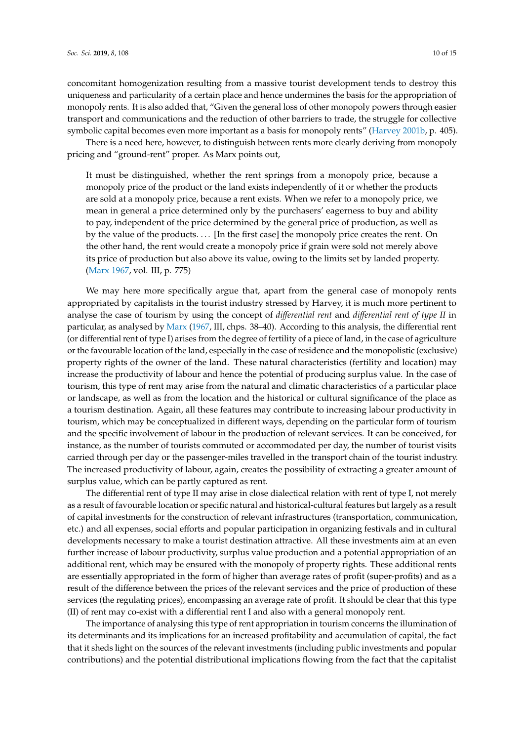concomitant homogenization resulting from a massive tourist development tends to destroy this uniqueness and particularity of a certain place and hence undermines the basis for the appropriation of monopoly rents. It is also added that, "Given the general loss of other monopoly powers through easier transport and communications and the reduction of other barriers to trade, the struggle for collective symbolic capital becomes even more important as a basis for monopoly rents" (Harvey 2001b, p. 405).

There is a need here, however, to distinguish between rents more clearly deriving from monopoly pricing and "ground-rent" proper. As Marx points out,

> It must be distinguished, whether the rent springs from a monopoly price, because a monopoly price of the product or the land exists independently of it or whether the products are sold at a monopoly price, because a rent exists. When we refer to a monopoly price, we mean in general a price determined only by the purchasers' eagerness to buy and ability to pay, independent of the price determined by the general price of production, as well as by the value of the products. . . . [In the first case] the monopoly price creates the rent. On the other hand, the rent would create a monopoly price if grain were sold not merely above its price of production but also above its value, owing to the limits set by landed property. (Marx 1967, vol. III, p. 775)

We may here more specifically argue that, apart from the general case of monopoly rents appropriated by capitalists in the tourist industry stressed by Harvey, it is much more pertinent to analyse the case of tourism by using the concept of *differential rent* and *differential rent of type II* in particular, as analysed by Marx (1967, III, chps. 38–40). According to this analysis, the differential rent (or differential rent of type I) arises from the degree of fertility of a piece of land, in the case of agriculture or the favourable location of the land, especially in the case of residence and the monopolistic (exclusive) property rights of the owner of the land. These natural characteristics (fertility and location) may increase the productivity of labour and hence the potential of producing surplus value. In the case of tourism, this type of rent may arise from the natural and climatic characteristics of a particular place or landscape, as well as from the location and the historical or cultural significance of the place as a tourism destination. Again, all these features may contribute to increasing labour productivity in tourism, which may be conceptualized in different ways, depending on the particular form of tourism and the specific involvement of labour in the production of relevant services. It can be conceived, for instance, as the number of tourists commuted or accommodated per day, the number of tourist visits carried through per day or the passenger-miles travelled in the transport chain of the tourist industry. The increased productivity of labour, again, creates the possibility of extracting a greater amount of surplus value, which can be partly captured as rent.

The differential rent of type II may arise in close dialectical relation with rent of type I, not merely as a result of favourable location or specific natural and historical-cultural features but largely as a result of capital investments for the construction of relevant infrastructures (transportation, communication, etc.) and all expenses, social efforts and popular participation in organizing festivals and in cultural developments necessary to make a tourist destination attractive. All these investments aim at an even further increase of labour productivity, surplus value production and a potential appropriation of an additional rent, which may be ensured with the monopoly of property rights. These additional rents are essentially appropriated in the form of higher than average rates of profit (super-profits) and as a result of the difference between the prices of the relevant services and the price of production of these services (the regulating prices), encompassing an average rate of profit. It should be clear that this type (II) of rent may co-exist with a differential rent I and also with a general monopoly rent.

The importance of analysing this type of rent appropriation in tourism concerns the illumination of its determinants and its implications for an increased profitability and accumulation of capital, the fact that it sheds light on the sources of the relevant investments (including public investments and popular contributions) and the potential distributional implications flowing from the fact that the capitalist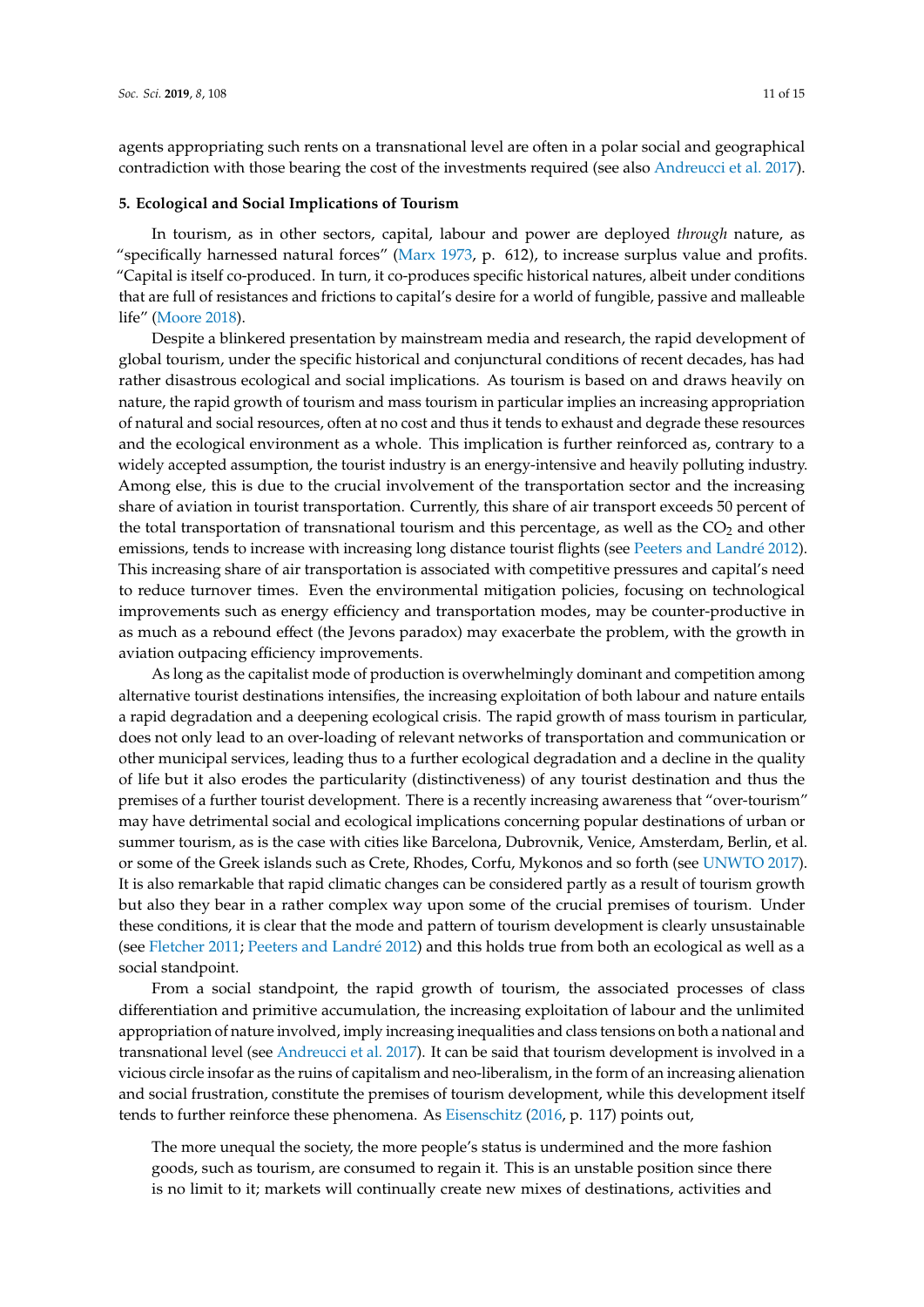agents appropriating such rents on a transnational level are often in a polar social and geographical contradiction with those bearing the cost of the investments required (see also Andreucci et al. 2017).

## 5. Ecological and Social Implications of Tourism

In tourism, as in other sectors, capital, labour and power are deployed *through* nature, as "specifically harnessed natural forces" (Marx 1973, p. 612), to increase surplus value and profits. "Capital is itself co-produced. In turn, it co-produces specific historical natures, albeit under conditions that are full of resistances and frictions to capital's desire for a world of fungible, passive and malleable life" (Moore 2018).

Despite a blinkered presentation by mainstream media and research, the rapid development of global tourism, under the specific historical and conjunctural conditions of recent decades, has had rather disastrous ecological and social implications. As tourism is based on and draws heavily on nature, the rapid growth of tourism and mass tourism in particular implies an increasing appropriation of natural and social resources, often at no cost and thus it tends to exhaust and degrade these resources and the ecological environment as a whole. This implication is further reinforced as, contrary to a widely accepted assumption, the tourist industry is an energy-intensive and heavily polluting industry. Among else, this is due to the crucial involvement of the transportation sector and the increasing share of aviation in tourist transportation. Currently, this share of air transport exceeds 50 percent of the total transportation of transnational tourism and this percentage, as well as the $CO_2$ and other emissions, tends to increase with increasing long distance tourist flights (see Peeters and Landré 2012). This increasing share of air transportation is associated with competitive pressures and capital's need to reduce turnover times. Even the environmental mitigation policies, focusing on technological improvements such as energy efficiency and transportation modes, may be counter-productive in as much as a rebound effect (the Jevons paradox) may exacerbate the problem, with the growth in aviation outpacing efficiency improvements.

As long as the capitalist mode of production is overwhelmingly dominant and competition among alternative tourist destinations intensifies, the increasing exploitation of both labour and nature entails a rapid degradation and a deepening ecological crisis. The rapid growth of mass tourism in particular, does not only lead to an over-loading of relevant networks of transportation and communication or other municipal services, leading thus to a further ecological degradation and a decline in the quality of life but it also erodes the particularity (distinctiveness) of any tourist destination and thus the premises of a further tourist development. There is a recently increasing awareness that "over-tourism" may have detrimental social and ecological implications concerning popular destinations of urban or summer tourism, as is the case with cities like Barcelona, Dubrovnik, Venice, Amsterdam, Berlin, et al. or some of the Greek islands such as Crete, Rhodes, Corfu, Mykonos and so forth (see UNWTO 2017). It is also remarkable that rapid climatic changes can be considered partly as a result of tourism growth but also they bear in a rather complex way upon some of the crucial premises of tourism. Under these conditions, it is clear that the mode and pattern of tourism development is clearly unsustainable (see Fletcher 2011; Peeters and Landré 2012) and this holds true from both an ecological as well as a social standpoint.

From a social standpoint, the rapid growth of tourism, the associated processes of class differentiation and primitive accumulation, the increasing exploitation of labour and the unlimited appropriation of nature involved, imply increasing inequalities and class tensions on both a national and transnational level (see Andreucci et al. 2017). It can be said that tourism development is involved in a vicious circle insofar as the ruins of capitalism and neo-liberalism, in the form of an increasing alienation and social frustration, constitute the premises of tourism development, while this development itself tends to further reinforce these phenomena. As Eisenschitz (2016, p. 117) points out,

> The more unequal the society, the more people's status is undermined and the more fashion goods, such as tourism, are consumed to regain it. This is an unstable position since there is no limit to it; markets will continually create new mixes of destinations, activities and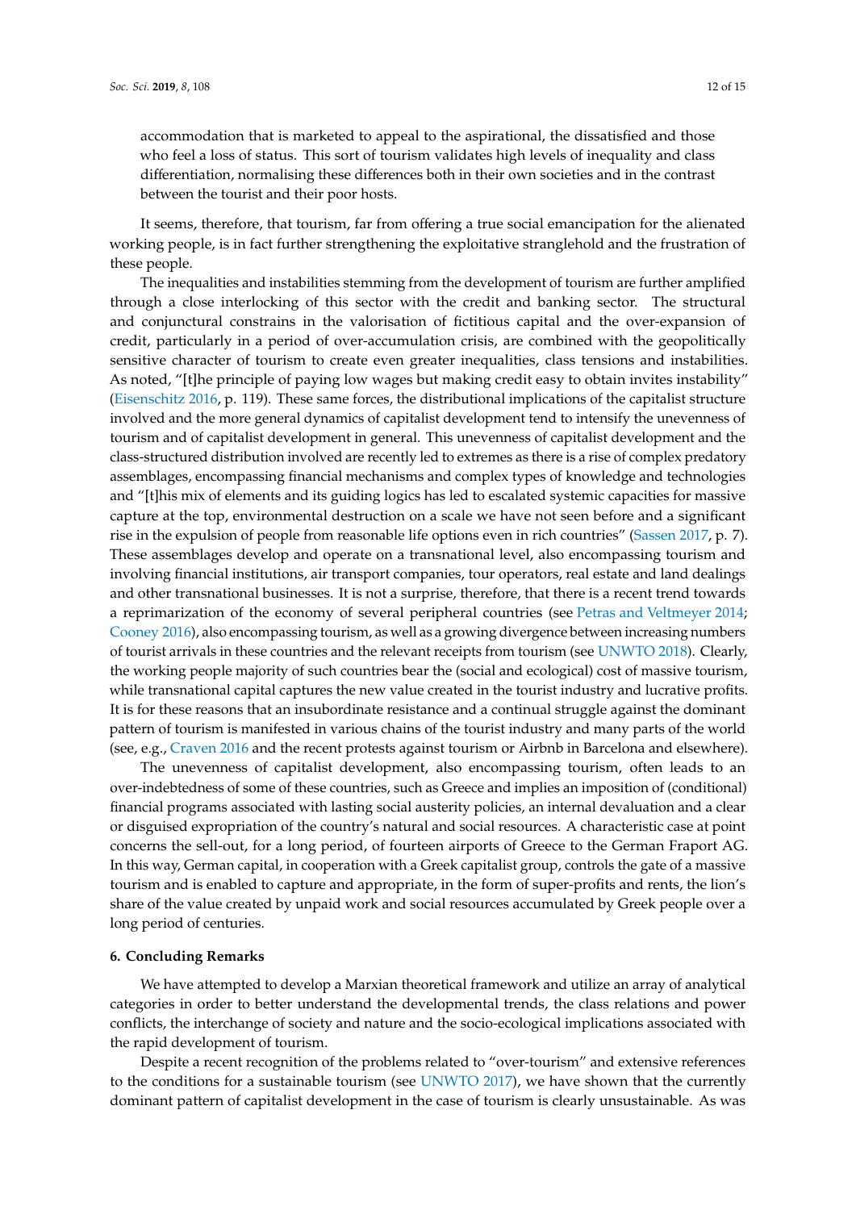accommodation that is marketed to appeal to the aspirational, the dissatisfied and those who feel a loss of status. This sort of tourism validates high levels of inequality and class differentiation, normalising these differences both in their own societies and in the contrast between the tourist and their poor hosts.

It seems, therefore, that tourism, far from offering a true social emancipation for the alienated working people, is in fact further strengthening the exploitative stranglehold and the frustration of these people.

The inequalities and instabilities stemming from the development of tourism are further amplified through a close interlocking of this sector with the credit and banking sector. The structural and conjunctural constrains in the valorisation of fictitious capital and the over-expansion of credit, particularly in a period of over-accumulation crisis, are combined with the geopolitically sensitive character of tourism to create even greater inequalities, class tensions and instabilities. As noted, "[t]he principle of paying low wages but making credit easy to obtain invites instability" (Eisenschitz 2016, p. 119). These same forces, the distributional implications of the capitalist structure involved and the more general dynamics of capitalist development tend to intensify the unevenness of tourism and of capitalist development in general. This unevenness of capitalist development and the class-structured distribution involved are recently led to extremes as there is a rise of complex predatory assemblages, encompassing financial mechanisms and complex types of knowledge and technologies and "[t]his mix of elements and its guiding logics has led to escalated systemic capacities for massive capture at the top, environmental destruction on a scale we have not seen before and a significant rise in the expulsion of people from reasonable life options even in rich countries" (Sassen 2017, p. 7). These assemblages develop and operate on a transnational level, also encompassing tourism and involving financial institutions, air transport companies, tour operators, real estate and land dealings and other transnational businesses. It is not a surprise, therefore, that there is a recent trend towards a reprimarization of the economy of several peripheral countries (see Petras and Veltmeyer 2014; Cooney 2016), also encompassing tourism, as well as a growing divergence between increasing numbers of tourist arrivals in these countries and the relevant receipts from tourism (see UNWTO 2018). Clearly, the working people majority of such countries bear the (social and ecological) cost of massive tourism, while transnational capital captures the new value created in the tourist industry and lucrative profits. It is for these reasons that an insubordinate resistance and a continual struggle against the dominant pattern of tourism is manifested in various chains of the tourist industry and many parts of the world (see, e.g., Craven 2016 and the recent protests against tourism or Airbnb in Barcelona and elsewhere).

The unevenness of capitalist development, also encompassing tourism, often leads to an over-indebtedness of some of these countries, such as Greece and implies an imposition of (conditional) financial programs associated with lasting social austerity policies, an internal devaluation and a clear or disguised expropriation of the country's natural and social resources. A characteristic case at point concerns the sell-out, for a long period, of fourteen airports of Greece to the German Fraport AG. In this way, German capital, in cooperation with a Greek capitalist group, controls the gate of a massive tourism and is enabled to capture and appropriate, in the form of super-profits and rents, the lion's share of the value created by unpaid work and social resources accumulated by Greek people over a long period of centuries.

## 6. Concluding Remarks

We have attempted to develop a Marxian theoretical framework and utilize an array of analytical categories in order to better understand the developmental trends, the class relations and power conflicts, the interchange of society and nature and the socio-ecological implications associated with the rapid development of tourism.

Despite a recent recognition of the problems related to "over-tourism" and extensive references to the conditions for a sustainable tourism (see UNWTO 2017), we have shown that the currently dominant pattern of capitalist development in the case of tourism is clearly unsustainable. As was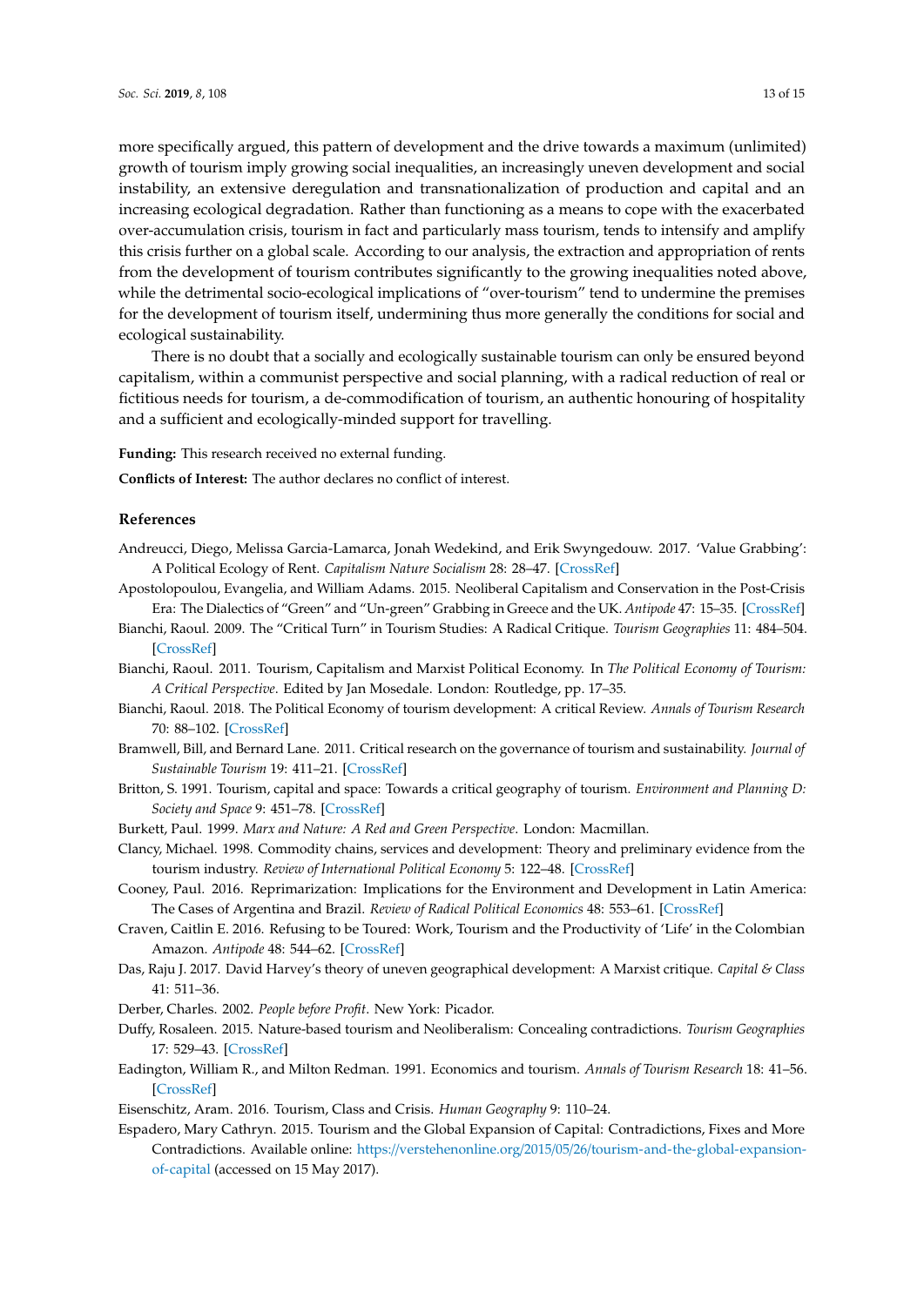more specifically argued, this pattern of development and the drive towards a maximum (unlimited) growth of tourism imply growing social inequalities, an increasingly uneven development and social instability, an extensive deregulation and transnationalization of production and capital and an increasing ecological degradation. Rather than functioning as a means to cope with the exacerbated over-accumulation crisis, tourism in fact and particularly mass tourism, tends to intensify and amplify this crisis further on a global scale. According to our analysis, the extraction and appropriation of rents from the development of tourism contributes significantly to the growing inequalities noted above, while the detrimental socio-ecological implications of "over-tourism" tend to undermine the premises for the development of tourism itself, undermining thus more generally the conditions for social and ecological sustainability.

There is no doubt that a socially and ecologically sustainable tourism can only be ensured beyond capitalism, within a communist perspective and social planning, with a radical reduction of real or fictitious needs for tourism, a de-commodification of tourism, an authentic honouring of hospitality and a sufficient and ecologically-minded support for travelling.

**Funding:** This research received no external funding.

**Conflicts of Interest:** The author declares no conflict of interest.

## References

Andreucci, Diego, Melissa Garcia-Lamarca, Jonah Wedekind, and Erik Swyngedouw. 2017. 'Value Grabbing': A Political Ecology of Rent. *Capitalism Nature Socialism* 28: 28–47. [CrossRef]

Apostolopoulou, Evangelia, and William Adams. 2015. Neoliberal Capitalism and Conservation in the Post-Crisis Era: The Dialectics of "Green" and "Un-green" Grabbing in Greece and the UK. *Antipode* 47: 15–35. [CrossRef]

Bianchi, Raoul. 2009. The "Critical Turn" in Tourism Studies: A Radical Critique. *Tourism Geographies* 11: 484–504. [CrossRef]

Bianchi, Raoul. 2011. Tourism, Capitalism and Marxist Political Economy. In *The Political Economy of Tourism: A Critical Perspective*. Edited by Jan Mosedale. London: Routledge, pp. 17–35.

Bianchi, Raoul. 2018. The Political Economy of tourism development: A critical Review. *Annals of Tourism Research* 70: 88–102. [CrossRef]

Bramwell, Bill, and Bernard Lane. 2011. Critical research on the governance of tourism and sustainability. *Journal of Sustainable Tourism* 19: 411–21. [CrossRef]

Britton, S. 1991. Tourism, capital and space: Towards a critical geography of tourism. *Environment and Planning D: Society and Space* 9: 451–78. [CrossRef]

Burkett, Paul. 1999. *Marx and Nature: A Red and Green Perspective*. London: Macmillan.

Clancy, Michael. 1998. Commodity chains, services and development: Theory and preliminary evidence from the tourism industry. *Review of International Political Economy* 5: 122–48. [CrossRef]

Cooney, Paul. 2016. Reprimarization: Implications for the Environment and Development in Latin America: The Cases of Argentina and Brazil. *Review of Radical Political Economics* 48: 553–61. [CrossRef]

Craven, Caitlin E. 2016. Refusing to be Toured: Work, Tourism and the Productivity of 'Life' in the Colombian Amazon. *Antipode* 48: 544–62. [CrossRef]

Das, Raju J. 2017. David Harvey's theory of uneven geographical development: A Marxist critique. *Capital & Class* 41: 511–36.

Derber, Charles. 2002. *People before Profit*. New York: Picador.

Duffy, Rosaleen. 2015. Nature-based tourism and Neoliberalism: Concealing contradictions. *Tourism Geographies* 17: 529–43. [CrossRef]

Eadington, William R., and Milton Redman. 1991. Economics and tourism. *Annals of Tourism Research* 18: 41–56. [CrossRef]

Eisenschitz, Aram. 2016. Tourism, Class and Crisis. *Human Geography* 9: 110–24.

Espadero, Mary Cathryn. 2015. Tourism and the Global Expansion of Capital: Contradictions, Fixes and More Contradictions. Available online: https://verstehenonline.org/2015/05/26/tourism-and-the-global-expansion-of-capital (accessed on 15 May 2017).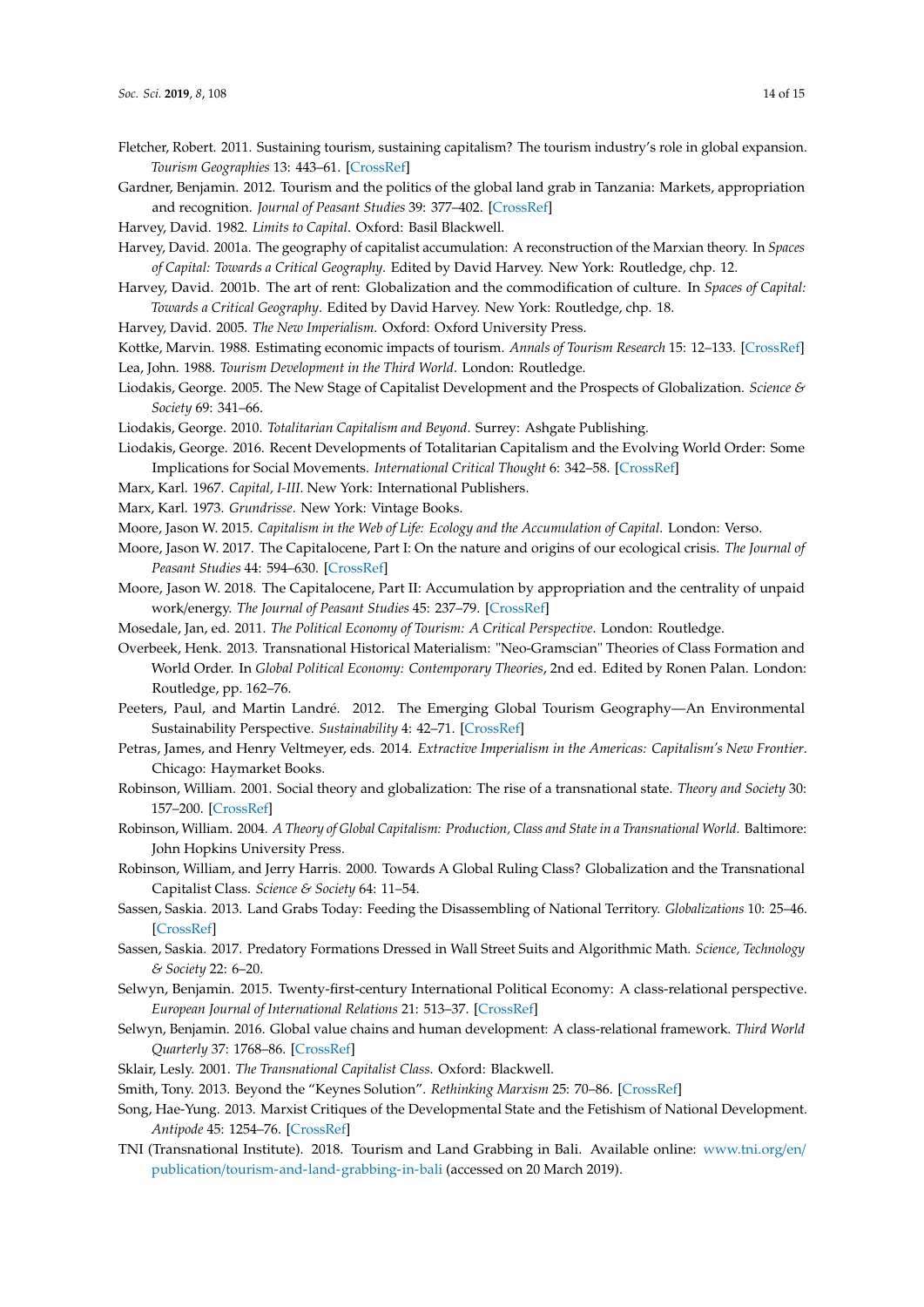Fletcher, Robert. 2011. Sustaining tourism, sustaining capitalism? The tourism industry's role in global expansion. *Tourism Geographies* 13: 443–61. [CrossRef]

Gardner, Benjamin. 2012. Tourism and the politics of the global land grab in Tanzania: Markets, appropriation and recognition. *Journal of Peasant Studies* 39: 377–402. [CrossRef]

Harvey, David. 1982. *Limits to Capital*. Oxford: Basil Blackwell.

Harvey, David. 2001a. The geography of capitalist accumulation: A reconstruction of the Marxian theory. In *Spaces of Capital: Towards a Critical Geography*. Edited by David Harvey. New York: Routledge, chp. 12.

Harvey, David. 2001b. The art of rent: Globalization and the commodification of culture. In *Spaces of Capital: Towards a Critical Geography*. Edited by David Harvey. New York: Routledge, chp. 18.

Harvey, David. 2005. *The New Imperialism*. Oxford: Oxford University Press.

Kottke, Marvin. 1988. Estimating economic impacts of tourism. *Annals of Tourism Research* 15: 12–133. [CrossRef]

Lea, John. 1988. *Tourism Development in the Third World*. London: Routledge.

Liodakis, George. 2005. The New Stage of Capitalist Development and the Prospects of Globalization. *Science & Society* 69: 341–66.

Liodakis, George. 2010. *Totalitarian Capitalism and Beyond*. Surrey: Ashgate Publishing.

Liodakis, George. 2016. Recent Developments of Totalitarian Capitalism and the Evolving World Order: Some Implications for Social Movements. *International Critical Thought* 6: 342–58. [CrossRef]

Marx, Karl. 1967. *Capital, I-III*. New York: International Publishers.

Marx, Karl. 1973. *Grundrisse*. New York: Vintage Books.

Moore, Jason W. 2015. *Capitalism in the Web of Life: Ecology and the Accumulation of Capital*. London: Verso.

Moore, Jason W. 2017. The Capitalocene, Part I: On the nature and origins of our ecological crisis. *The Journal of Peasant Studies* 44: 594–630. [CrossRef]

Moore, Jason W. 2018. The Capitalocene, Part II: Accumulation by appropriation and the centrality of unpaid work/energy. *The Journal of Peasant Studies* 45: 237–79. [CrossRef]

Mosedale, Jan, ed. 2011. *The Political Economy of Tourism: A Critical Perspective*. London: Routledge.

Overbeek, Henk. 2013. Transnational Historical Materialism: "Neo-Gramscian" Theories of Class Formation and World Order. In *Global Political Economy: Contemporary Theories*, 2nd ed. Edited by Ronen Palan. London: Routledge, pp. 162–76.

Peeters, Paul, and Martin Landré. 2012. The Emerging Global Tourism Geography—An Environmental Sustainability Perspective. *Sustainability* 4: 42–71. [CrossRef]

Petras, James, and Henry Veltmeyer, eds. 2014. *Extractive Imperialism in the Americas: Capitalism's New Frontier*. Chicago: Haymarket Books.

Robinson, William. 2001. Social theory and globalization: The rise of a transnational state. *Theory and Society* 30: 157–200. [CrossRef]

Robinson, William. 2004. *A Theory of Global Capitalism: Production, Class and State in a Transnational World*. Baltimore: John Hopkins University Press.

Robinson, William, and Jerry Harris. 2000. Towards A Global Ruling Class? Globalization and the Transnational Capitalist Class. *Science & Society* 64: 11–54.

Sassen, Saskia. 2013. Land Grabs Today: Feeding the Disassembling of National Territory. *Globalizations* 10: 25–46. [CrossRef]

Sassen, Saskia. 2017. Predatory Formations Dressed in Wall Street Suits and Algorithmic Math. *Science, Technology & Society* 22: 6–20.

Selwyn, Benjamin. 2015. Twenty-first-century International Political Economy: A class-relational perspective. *European Journal of International Relations* 21: 513–37. [CrossRef]

Selwyn, Benjamin. 2016. Global value chains and human development: A class-relational framework. *Third World Quarterly* 37: 1768–86. [CrossRef]

Sklair, Lesly. 2001. *The Transnational Capitalist Class*. Oxford: Blackwell.

Smith, Tony. 2013. Beyond the "Keynes Solution". *Rethinking Marxism* 25: 70–86. [CrossRef]

Song, Hae-Yung. 2013. Marxist Critiques of the Developmental State and the Fetishism of National Development. *Antipode* 45: 1254–76. [CrossRef]

TNI (Transnational Institute). 2018. Tourism and Land Grabbing in Bali. Available online: www.tni.org/en/publication/tourism-and-land-grabbing-in-bali (accessed on 20 March 2019).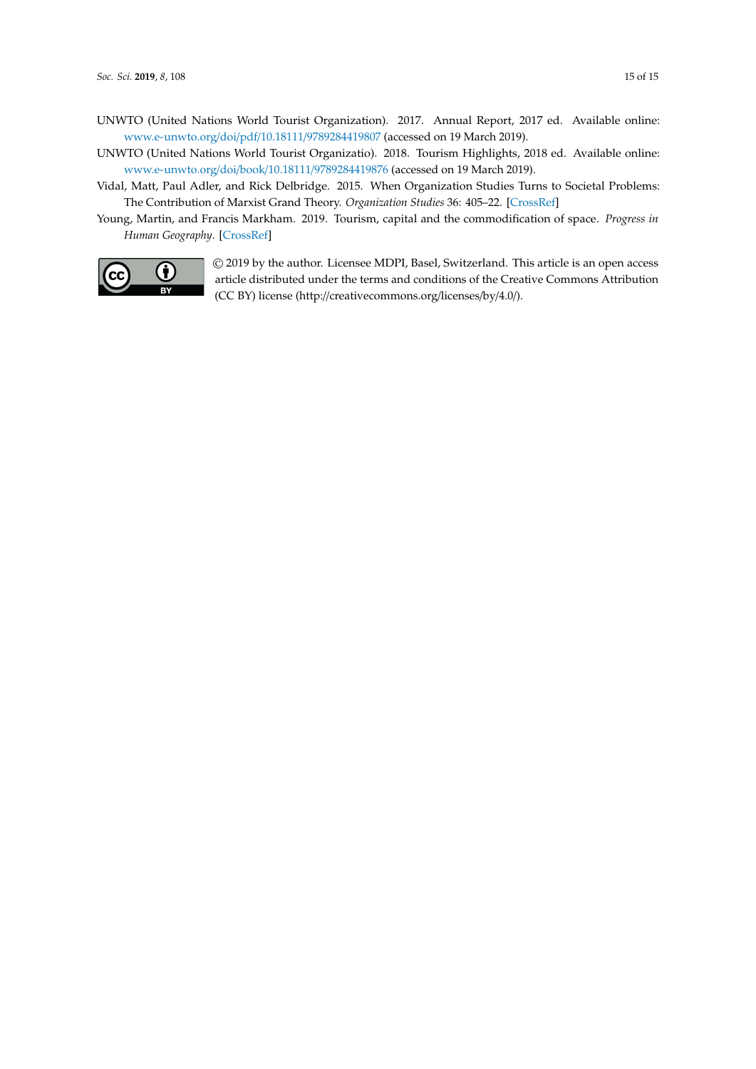UNWTO (United Nations World Tourist Organization). 2017. Annual Report, 2017 ed. Available online: www.e-unwto.org/doi/pdf/10.18111/9789284419807 (accessed on 19 March 2019).

UNWTO (United Nations World Tourist Organizatio). 2018. Tourism Highlights, 2018 ed. Available online: www.e-unwto.org/doi/book/10.18111/9789284419876 (accessed on 19 March 2019).

Vidal, Matt, Paul Adler, and Rick Delbridge. 2015. When Organization Studies Turns to Societal Problems: The Contribution of Marxist Grand Theory. *Organization Studies* 36: 405–22. [CrossRef]

Young, Martin, and Francis Markham. 2019. Tourism, capital and the commodification of space. *Progress in Human Geography*. [CrossRef]

© 2019 by the author. Licensee MDPI, Basel, Switzerland. This article is an open access article distributed under the terms and conditions of the Creative Commons Attribution (CC BY) license (http://creativecommons.org/licenses/by/4.0/).